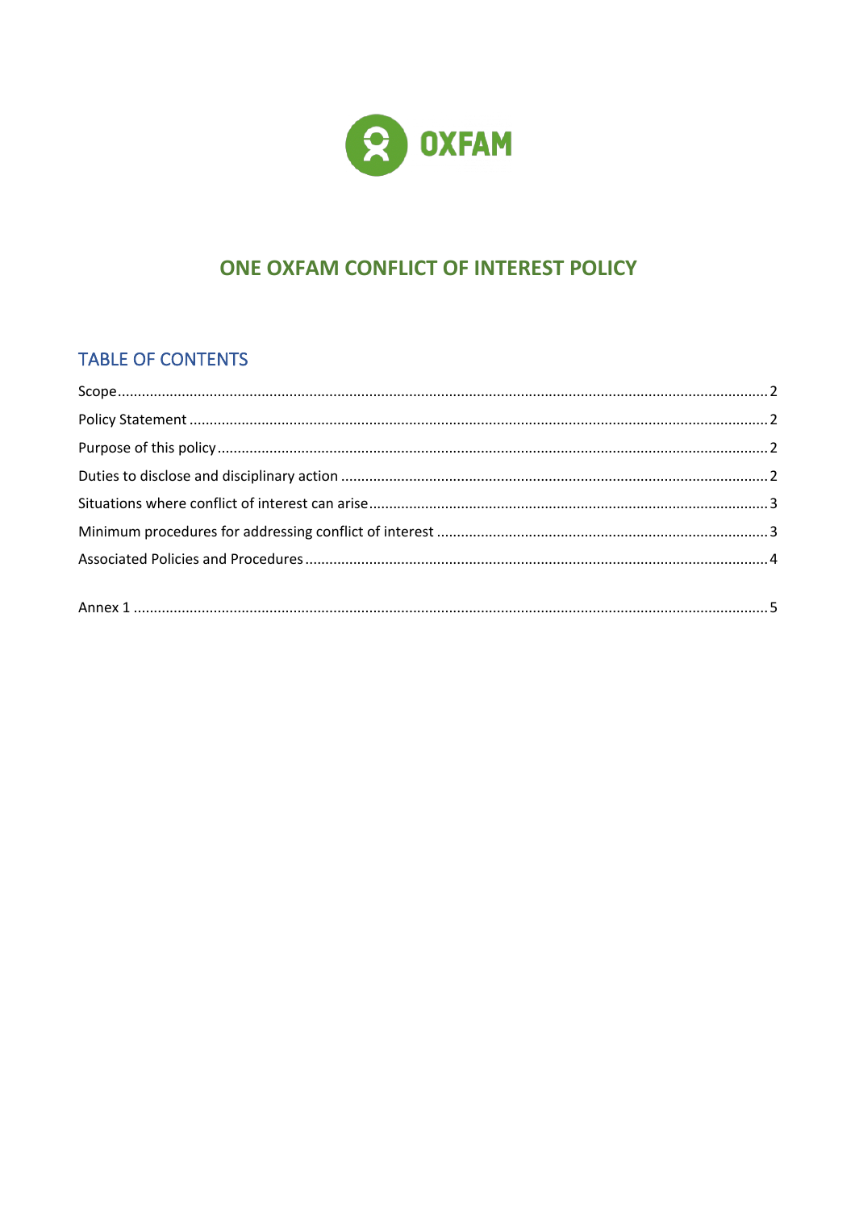# ONE OXFAM CONFLICT OF INTEREST POLICY

## TABLE OF CONTENTS

Scope .......... 2

Policy Statement .......... 2

Purpose of this policy .......... 2

Duties to disclose and disciplinary action .......... 2

Situations where conflict of interest can arise .......... 3

Minimum procedures for addressing conflict of interest .......... 3

Associated Policies and Procedures .......... 4

Annex 1 .......... 5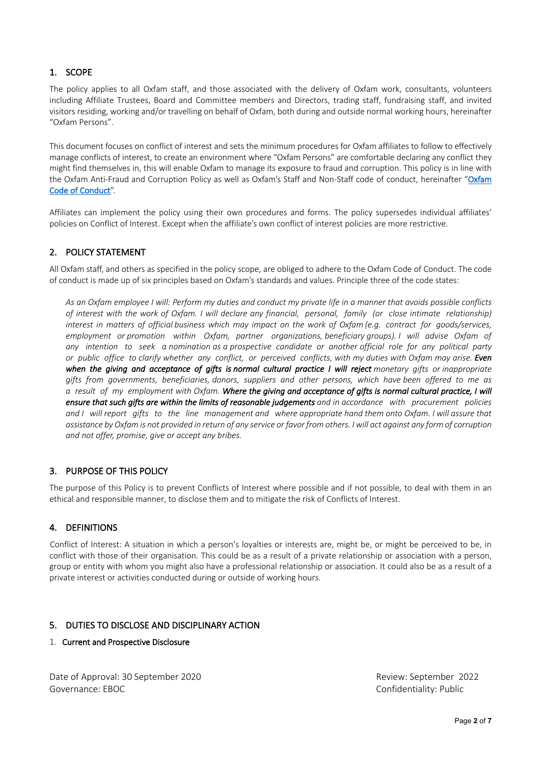## 1. SCOPE

The policy applies to all Oxfam staff, and those associated with the delivery of Oxfam work, consultants, volunteers including Affiliate Trustees, Board and Committee members and Directors, trading staff, fundraising staff, and invited visitors residing, working and/or travelling on behalf of Oxfam, both during and outside normal working hours, hereinafter "Oxfam Persons".

This document focuses on conflict of interest and sets the minimum procedures for Oxfam affiliates to follow to effectively manage conflicts of interest, to create an environment where "Oxfam Persons" are comfortable declaring any conflict they might find themselves in, this will enable Oxfam to manage its exposure to fraud and corruption. This policy is in line with the Oxfam Anti-Fraud and Corruption Policy as well as Oxfam's Staff and Non-Staff code of conduct, hereinafter "Oxfam Code of Conduct".

Affiliates can implement the policy using their own procedures and forms. The policy supersedes individual affiliates' policies on Conflict of Interest. Except when the affiliate's own conflict of interest policies are more restrictive.

## 2. POLICY STATEMENT

All Oxfam staff, and others as specified in the policy scope, are obliged to adhere to the Oxfam Code of Conduct. The code of conduct is made up of six principles based on Oxfam's standards and values. Principle three of the code states:

> *As an Oxfam employee I will: Perform my duties and conduct my private life in a manner that avoids possible conflicts of interest with the work of Oxfam. I will declare any financial, personal, family (or close intimate relationship) interest in matters of official business which may impact on the work of Oxfam (e.g. contract for goods/services, employment or promotion within Oxfam, partner organizations, beneficiary groups). I will advise Oxfam of any intention to seek a nomination as a prospective candidate or another official role for any political party or public office to clarify whether any conflict, or perceived conflicts, with my duties with Oxfam may arise.* ***Even when the giving and acceptance of gifts is normal cultural practice I will reject*** *monetary gifts or inappropriate gifts from governments, beneficiaries, donors, suppliers and other persons, which have been offered to me as a result of my employment with Oxfam.* ***Where the giving and acceptance of gifts is normal cultural practice, I will ensure that such gifts are within the limits of reasonable judgements*** *and in accordance with procurement policies and I will report gifts to the line management and where appropriate hand them onto Oxfam. I will assure that assistance by Oxfam is not provided in return of any service or favor from others. I will act against any form of corruption and not offer, promise, give or accept any bribes.*

## 3. PURPOSE OF THIS POLICY

The purpose of this Policy is to prevent Conflicts of Interest where possible and if not possible, to deal with them in an ethical and responsible manner, to disclose them and to mitigate the risk of Conflicts of Interest.

## 4. DEFINITIONS

Conflict of Interest: A situation in which a person's loyalties or interests are, might be, or might be perceived to be, in conflict with those of their organisation. This could be as a result of a private relationship or association with a person, group or entity with whom you might also have a professional relationship or association. It could also be as a result of a private interest or activities conducted during or outside of working hours.

## 5. DUTIES TO DISCLOSE AND DISCIPLINARY ACTION

1. **Current and Prospective Disclosure**

Date of Approval: 30 September 2020 | Review: September 2022
Governance: EBOC | Confidentiality: Public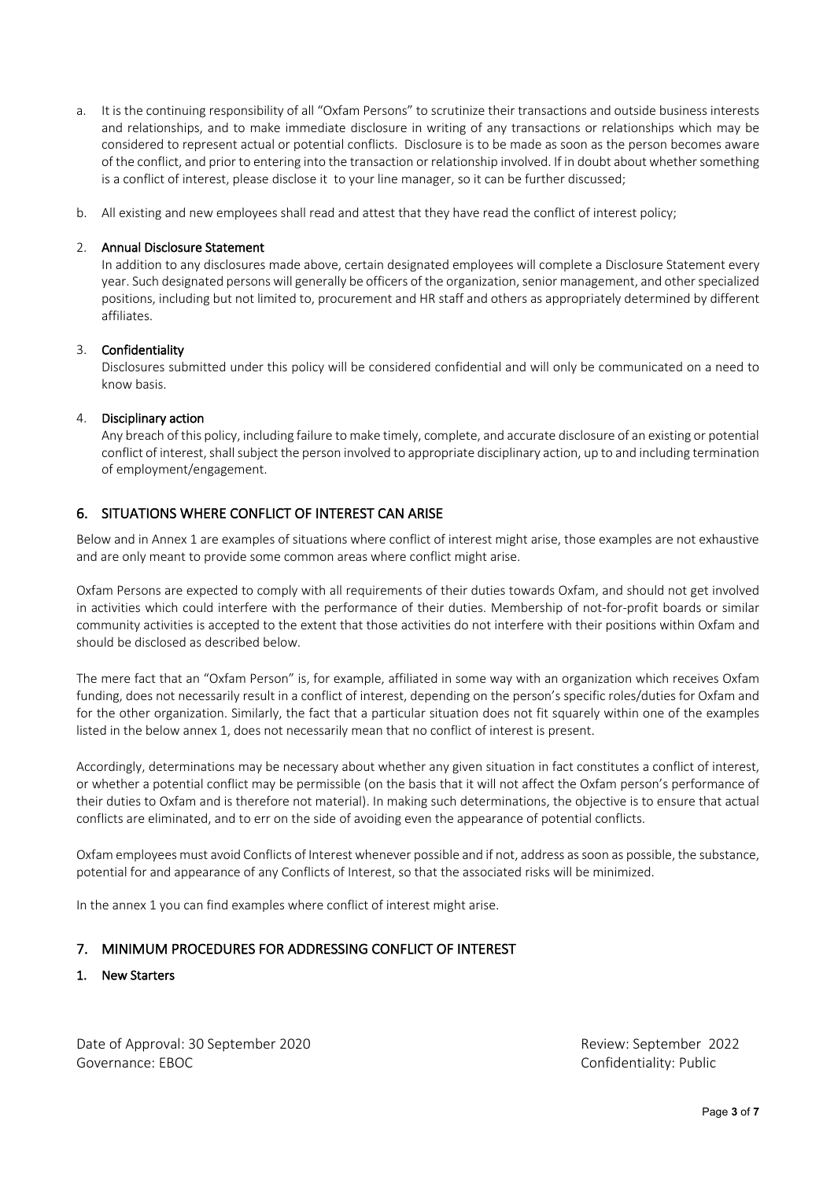a. It is the continuing responsibility of all "Oxfam Persons" to scrutinize their transactions and outside business interests and relationships, and to make immediate disclosure in writing of any transactions or relationships which may be considered to represent actual or potential conflicts. Disclosure is to be made as soon as the person becomes aware of the conflict, and prior to entering into the transaction or relationship involved. If in doubt about whether something is a conflict of interest, please disclose it to your line manager, so it can be further discussed;

b. All existing and new employees shall read and attest that they have read the conflict of interest policy;

2. **Annual Disclosure Statement**

   In addition to any disclosures made above, certain designated employees will complete a Disclosure Statement every year. Such designated persons will generally be officers of the organization, senior management, and other specialized positions, including but not limited to, procurement and HR staff and others as appropriately determined by different affiliates.

3. **Confidentiality**

   Disclosures submitted under this policy will be considered confidential and will only be communicated on a need to know basis.

4. **Disciplinary action**

   Any breach of this policy, including failure to make timely, complete, and accurate disclosure of an existing or potential conflict of interest, shall subject the person involved to appropriate disciplinary action, up to and including termination of employment/engagement.

## 6. SITUATIONS WHERE CONFLICT OF INTEREST CAN ARISE

Below and in Annex 1 are examples of situations where conflict of interest might arise, those examples are not exhaustive and are only meant to provide some common areas where conflict might arise.

Oxfam Persons are expected to comply with all requirements of their duties towards Oxfam, and should not get involved in activities which could interfere with the performance of their duties. Membership of not-for-profit boards or similar community activities is accepted to the extent that those activities do not interfere with their positions within Oxfam and should be disclosed as described below.

The mere fact that an "Oxfam Person" is, for example, affiliated in some way with an organization which receives Oxfam funding, does not necessarily result in a conflict of interest, depending on the person's specific roles/duties for Oxfam and for the other organization. Similarly, the fact that a particular situation does not fit squarely within one of the examples listed in the below annex 1, does not necessarily mean that no conflict of interest is present.

Accordingly, determinations may be necessary about whether any given situation in fact constitutes a conflict of interest, or whether a potential conflict may be permissible (on the basis that it will not affect the Oxfam person's performance of their duties to Oxfam and is therefore not material). In making such determinations, the objective is to ensure that actual conflicts are eliminated, and to err on the side of avoiding even the appearance of potential conflicts.

Oxfam employees must avoid Conflicts of Interest whenever possible and if not, address as soon as possible, the substance, potential for and appearance of any Conflicts of Interest, so that the associated risks will be minimized.

In the annex 1 you can find examples where conflict of interest might arise.

## 7. MINIMUM PROCEDURES FOR ADDRESSING CONFLICT OF INTEREST

### 1. New Starters

Date of Approval: 30 September 2020 Review: September 2022
Governance: EBOC Confidentiality: Public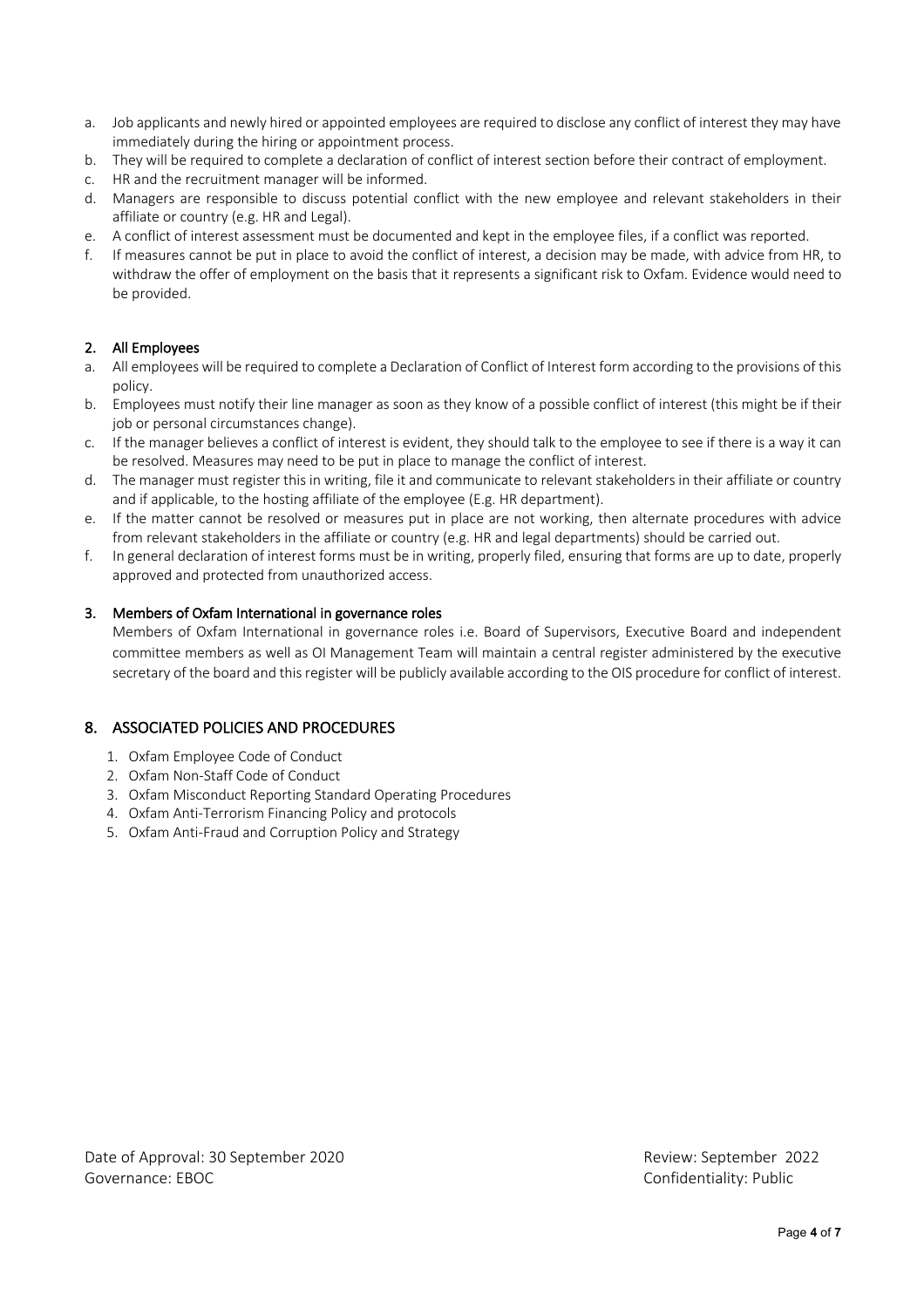a. Job applicants and newly hired or appointed employees are required to disclose any conflict of interest they may have immediately during the hiring or appointment process.
b. They will be required to complete a declaration of conflict of interest section before their contract of employment.
c. HR and the recruitment manager will be informed.
d. Managers are responsible to discuss potential conflict with the new employee and relevant stakeholders in their affiliate or country (e.g. HR and Legal).
e. A conflict of interest assessment must be documented and kept in the employee files, if a conflict was reported.
f. If measures cannot be put in place to avoid the conflict of interest, a decision may be made, with advice from HR, to withdraw the offer of employment on the basis that it represents a significant risk to Oxfam. Evidence would need to be provided.

### 2. All Employees

a. All employees will be required to complete a Declaration of Conflict of Interest form according to the provisions of this policy.
b. Employees must notify their line manager as soon as they know of a possible conflict of interest (this might be if their job or personal circumstances change).
c. If the manager believes a conflict of interest is evident, they should talk to the employee to see if there is a way it can be resolved. Measures may need to be put in place to manage the conflict of interest.
d. The manager must register this in writing, file it and communicate to relevant stakeholders in their affiliate or country and if applicable, to the hosting affiliate of the employee (E.g. HR department).
e. If the matter cannot be resolved or measures put in place are not working, then alternate procedures with advice from relevant stakeholders in the affiliate or country (e.g. HR and legal departments) should be carried out.
f. In general declaration of interest forms must be in writing, properly filed, ensuring that forms are up to date, properly approved and protected from unauthorized access.

### 3. Members of Oxfam International in governance roles

Members of Oxfam International in governance roles i.e. Board of Supervisors, Executive Board and independent committee members as well as OI Management Team will maintain a central register administered by the executive secretary of the board and this register will be publicly available according to the OIS procedure for conflict of interest.

## 8. ASSOCIATED POLICIES AND PROCEDURES

1. Oxfam Employee Code of Conduct
2. Oxfam Non-Staff Code of Conduct
3. Oxfam Misconduct Reporting Standard Operating Procedures
4. Oxfam Anti-Terrorism Financing Policy and protocols
5. Oxfam Anti-Fraud and Corruption Policy and Strategy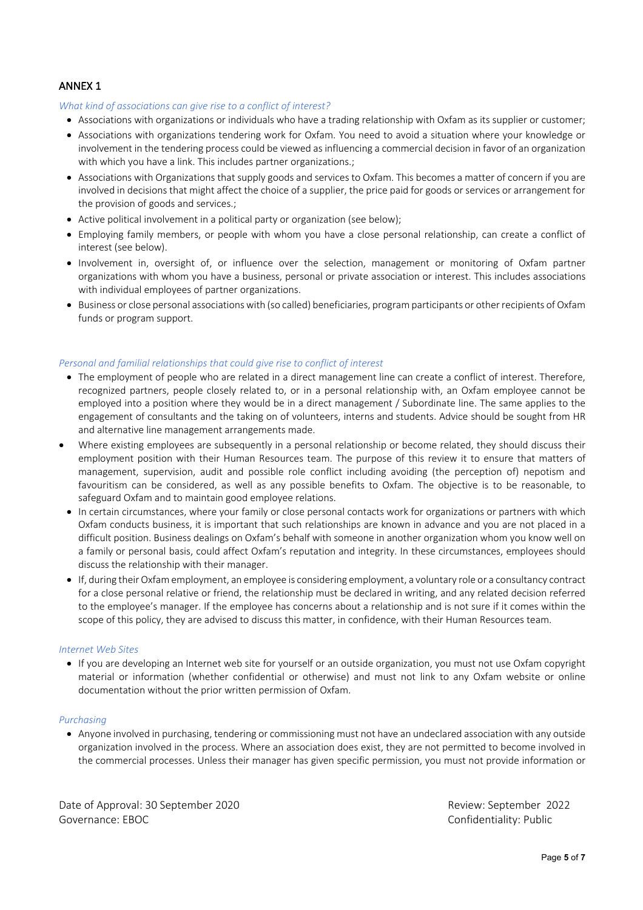## ANNEX 1

*What kind of associations can give rise to a conflict of interest?*

- Associations with organizations or individuals who have a trading relationship with Oxfam as its supplier or customer;
- Associations with organizations tendering work for Oxfam. You need to avoid a situation where your knowledge or involvement in the tendering process could be viewed as influencing a commercial decision in favor of an organization with which you have a link. This includes partner organizations.;
- Associations with Organizations that supply goods and services to Oxfam. This becomes a matter of concern if you are involved in decisions that might affect the choice of a supplier, the price paid for goods or services or arrangement for the provision of goods and services.;
- Active political involvement in a political party or organization (see below);
- Employing family members, or people with whom you have a close personal relationship, can create a conflict of interest (see below).
- Involvement in, oversight of, or influence over the selection, management or monitoring of Oxfam partner organizations with whom you have a business, personal or private association or interest. This includes associations with individual employees of partner organizations.
- Business or close personal associations with (so called) beneficiaries, program participants or other recipients of Oxfam funds or program support.

*Personal and familial relationships that could give rise to conflict of interest*

- The employment of people who are related in a direct management line can create a conflict of interest. Therefore, recognized partners, people closely related to, or in a personal relationship with, an Oxfam employee cannot be employed into a position where they would be in a direct management / Subordinate line. The same applies to the engagement of consultants and the taking on of volunteers, interns and students. Advice should be sought from HR and alternative line management arrangements made.
- Where existing employees are subsequently in a personal relationship or become related, they should discuss their employment position with their Human Resources team. The purpose of this review it to ensure that matters of management, supervision, audit and possible role conflict including avoiding (the perception of) nepotism and favouritism can be considered, as well as any possible benefits to Oxfam. The objective is to be reasonable, to safeguard Oxfam and to maintain good employee relations.
- In certain circumstances, where your family or close personal contacts work for organizations or partners with which Oxfam conducts business, it is important that such relationships are known in advance and you are not placed in a difficult position. Business dealings on Oxfam's behalf with someone in another organization whom you know well on a family or personal basis, could affect Oxfam's reputation and integrity. In these circumstances, employees should discuss the relationship with their manager.
- If, during their Oxfam employment, an employee is considering employment, a voluntary role or a consultancy contract for a close personal relative or friend, the relationship must be declared in writing, and any related decision referred to the employee's manager. If the employee has concerns about a relationship and is not sure if it comes within the scope of this policy, they are advised to discuss this matter, in confidence, with their Human Resources team.

*Internet Web Sites*

- If you are developing an Internet web site for yourself or an outside organization, you must not use Oxfam copyright material or information (whether confidential or otherwise) and must not link to any Oxfam website or online documentation without the prior written permission of Oxfam.

*Purchasing*

- Anyone involved in purchasing, tendering or commissioning must not have an undeclared association with any outside organization involved in the process. Where an association does exist, they are not permitted to become involved in the commercial processes. Unless their manager has given specific permission, you must not provide information or

Date of Approval: 30 September 2020
Governance: EBOC

Review: September 2022
Confidentiality: Public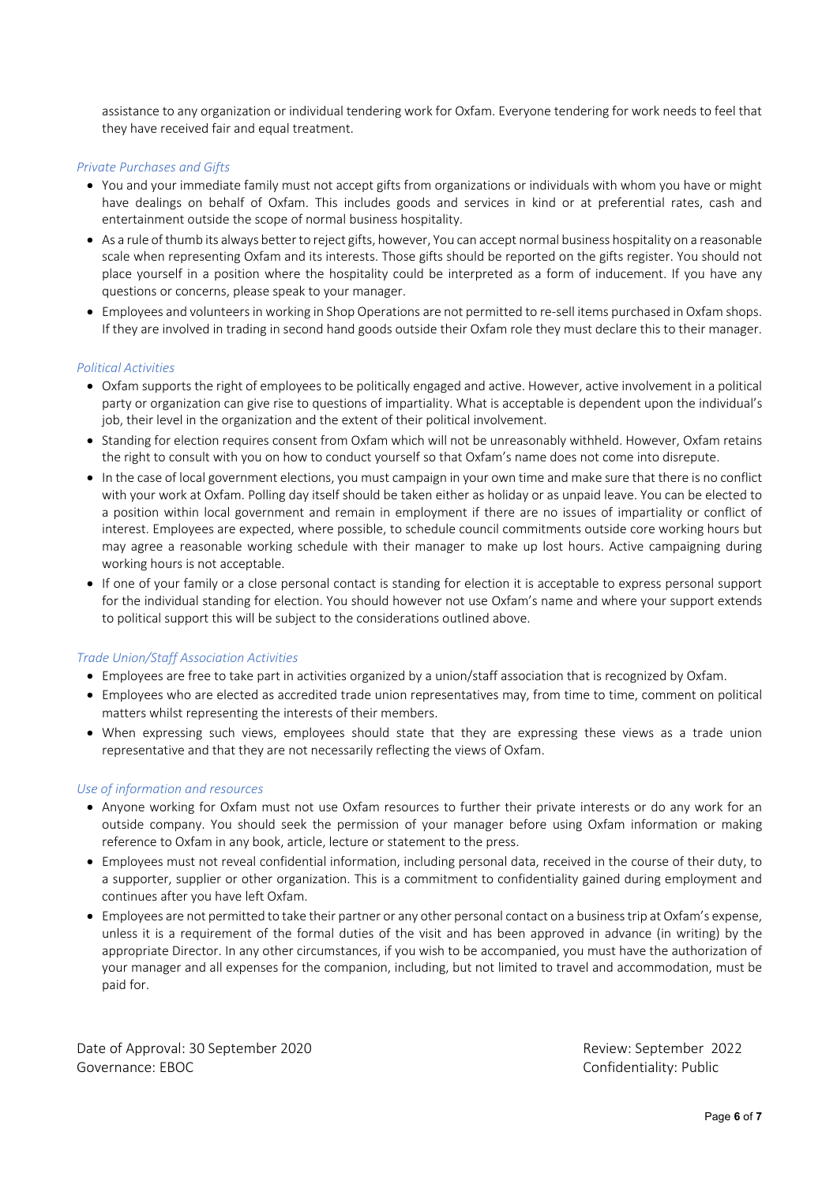assistance to any organization or individual tendering work for Oxfam. Everyone tendering for work needs to feel that they have received fair and equal treatment.

*Private Purchases and Gifts*

- You and your immediate family must not accept gifts from organizations or individuals with whom you have or might have dealings on behalf of Oxfam. This includes goods and services in kind or at preferential rates, cash and entertainment outside the scope of normal business hospitality.
- As a rule of thumb its always better to reject gifts, however, You can accept normal business hospitality on a reasonable scale when representing Oxfam and its interests. Those gifts should be reported on the gifts register. You should not place yourself in a position where the hospitality could be interpreted as a form of inducement. If you have any questions or concerns, please speak to your manager.
- Employees and volunteers in working in Shop Operations are not permitted to re-sell items purchased in Oxfam shops. If they are involved in trading in second hand goods outside their Oxfam role they must declare this to their manager.

*Political Activities*

- Oxfam supports the right of employees to be politically engaged and active. However, active involvement in a political party or organization can give rise to questions of impartiality. What is acceptable is dependent upon the individual's job, their level in the organization and the extent of their political involvement.
- Standing for election requires consent from Oxfam which will not be unreasonably withheld. However, Oxfam retains the right to consult with you on how to conduct yourself so that Oxfam's name does not come into disrepute.
- In the case of local government elections, you must campaign in your own time and make sure that there is no conflict with your work at Oxfam. Polling day itself should be taken either as holiday or as unpaid leave. You can be elected to a position within local government and remain in employment if there are no issues of impartiality or conflict of interest. Employees are expected, where possible, to schedule council commitments outside core working hours but may agree a reasonable working schedule with their manager to make up lost hours. Active campaigning during working hours is not acceptable.
- If one of your family or a close personal contact is standing for election it is acceptable to express personal support for the individual standing for election. You should however not use Oxfam's name and where your support extends to political support this will be subject to the considerations outlined above.

*Trade Union/Staff Association Activities*

- Employees are free to take part in activities organized by a union/staff association that is recognized by Oxfam.
- Employees who are elected as accredited trade union representatives may, from time to time, comment on political matters whilst representing the interests of their members.
- When expressing such views, employees should state that they are expressing these views as a trade union representative and that they are not necessarily reflecting the views of Oxfam.

*Use of information and resources*

- Anyone working for Oxfam must not use Oxfam resources to further their private interests or do any work for an outside company. You should seek the permission of your manager before using Oxfam information or making reference to Oxfam in any book, article, lecture or statement to the press.
- Employees must not reveal confidential information, including personal data, received in the course of their duty, to a supporter, supplier or other organization. This is a commitment to confidentiality gained during employment and continues after you have left Oxfam.
- Employees are not permitted to take their partner or any other personal contact on a business trip at Oxfam's expense, unless it is a requirement of the formal duties of the visit and has been approved in advance (in writing) by the appropriate Director. In any other circumstances, if you wish to be accompanied, you must have the authorization of your manager and all expenses for the companion, including, but not limited to travel and accommodation, must be paid for.

Date of Approval: 30 September 2020 | Review: September 2022
Governance: EBOC | Confidentiality: Public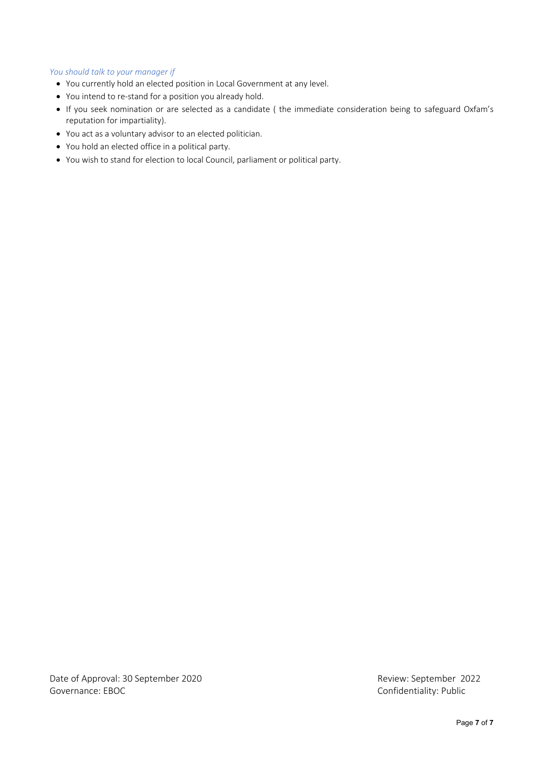*You should talk to your manager if*

- You currently hold an elected position in Local Government at any level.
- You intend to re-stand for a position you already hold.
- If you seek nomination or are selected as a candidate ( the immediate consideration being to safeguard Oxfam's reputation for impartiality).
- You act as a voluntary advisor to an elected politician.
- You hold an elected office in a political party.
- You wish to stand for election to local Council, parliament or political party.